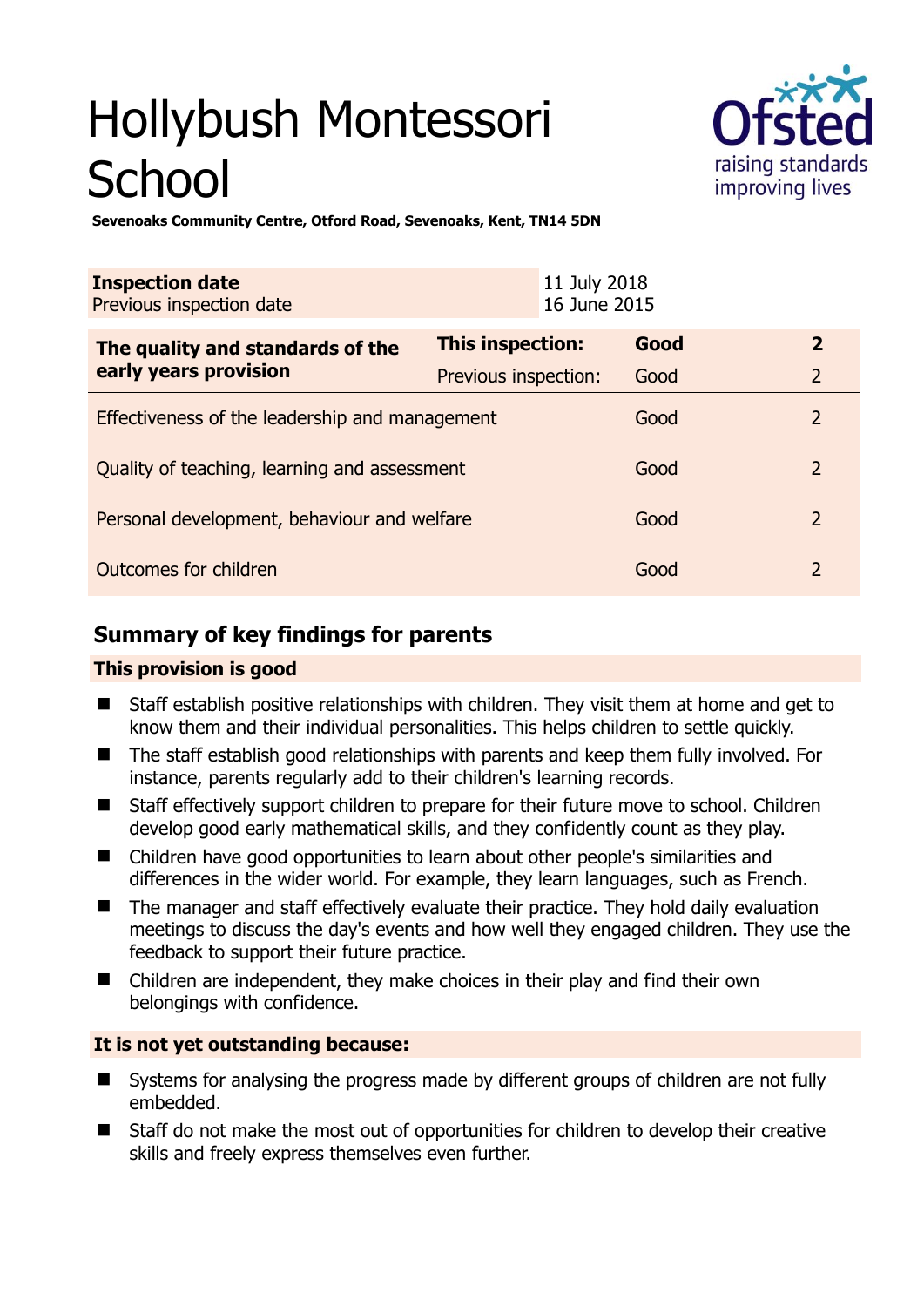# Hollybush Montessori School

**Sevenoaks Community Centre, Otford Road, Sevenoaks, Kent, TN14 5DN**

| **Inspection date** | 11 July 2018 |
|---|---|
| Previous inspection date | 16 June 2015 |

| **The quality and standards of the early years provision** | **This inspection:** | **Good** | **2** |
|---|---|---|---|
| | Previous inspection: | Good | 2 |
| Effectiveness of the leadership and management | | Good | 2 |
| Quality of teaching, learning and assessment | | Good | 2 |
| Personal development, behaviour and welfare | | Good | 2 |
| Outcomes for children | | Good | 2 |

## Summary of key findings for parents

### This provision is good

- Staff establish positive relationships with children. They visit them at home and get to know them and their individual personalities. This helps children to settle quickly.
- The staff establish good relationships with parents and keep them fully involved. For instance, parents regularly add to their children's learning records.
- Staff effectively support children to prepare for their future move to school. Children develop good early mathematical skills, and they confidently count as they play.
- Children have good opportunities to learn about other people's similarities and differences in the wider world. For example, they learn languages, such as French.
- The manager and staff effectively evaluate their practice. They hold daily evaluation meetings to discuss the day's events and how well they engaged children. They use the feedback to support their future practice.
- Children are independent, they make choices in their play and find their own belongings with confidence.

### It is not yet outstanding because:

- Systems for analysing the progress made by different groups of children are not fully embedded.
- Staff do not make the most out of opportunities for children to develop their creative skills and freely express themselves even further.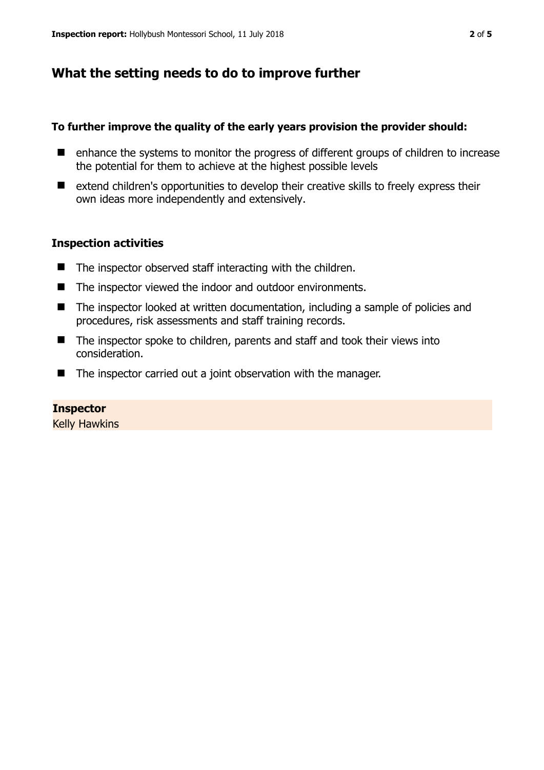## What the setting needs to do to improve further

**To further improve the quality of the early years provision the provider should:**

- enhance the systems to monitor the progress of different groups of children to increase the potential for them to achieve at the highest possible levels
- extend children's opportunities to develop their creative skills to freely express their own ideas more independently and extensively.

### Inspection activities

- The inspector observed staff interacting with the children.
- The inspector viewed the indoor and outdoor environments.
- The inspector looked at written documentation, including a sample of policies and procedures, risk assessments and staff training records.
- The inspector spoke to children, parents and staff and took their views into consideration.
- The inspector carried out a joint observation with the manager.

**Inspector**
Kelly Hawkins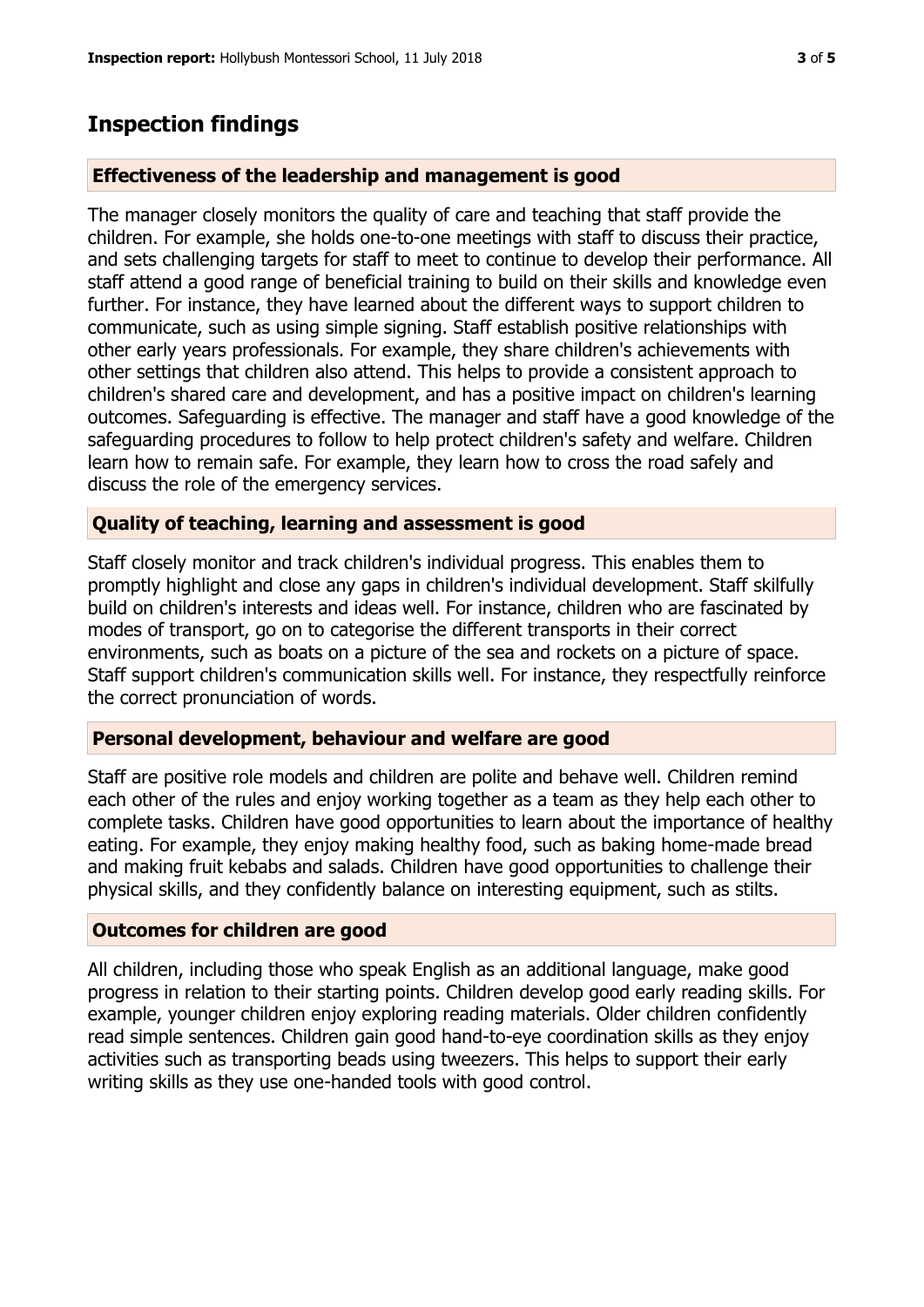## Inspection findings

### Effectiveness of the leadership and management is good

The manager closely monitors the quality of care and teaching that staff provide the children. For example, she holds one-to-one meetings with staff to discuss their practice, and sets challenging targets for staff to meet to continue to develop their performance. All staff attend a good range of beneficial training to build on their skills and knowledge even further. For instance, they have learned about the different ways to support children to communicate, such as using simple signing. Staff establish positive relationships with other early years professionals. For example, they share children's achievements with other settings that children also attend. This helps to provide a consistent approach to children's shared care and development, and has a positive impact on children's learning outcomes. Safeguarding is effective. The manager and staff have a good knowledge of the safeguarding procedures to follow to help protect children's safety and welfare. Children learn how to remain safe. For example, they learn how to cross the road safely and discuss the role of the emergency services.

### Quality of teaching, learning and assessment is good

Staff closely monitor and track children's individual progress. This enables them to promptly highlight and close any gaps in children's individual development. Staff skilfully build on children's interests and ideas well. For instance, children who are fascinated by modes of transport, go on to categorise the different transports in their correct environments, such as boats on a picture of the sea and rockets on a picture of space. Staff support children's communication skills well. For instance, they respectfully reinforce the correct pronunciation of words.

### Personal development, behaviour and welfare are good

Staff are positive role models and children are polite and behave well. Children remind each other of the rules and enjoy working together as a team as they help each other to complete tasks. Children have good opportunities to learn about the importance of healthy eating. For example, they enjoy making healthy food, such as baking home-made bread and making fruit kebabs and salads. Children have good opportunities to challenge their physical skills, and they confidently balance on interesting equipment, such as stilts.

### Outcomes for children are good

All children, including those who speak English as an additional language, make good progress in relation to their starting points. Children develop good early reading skills. For example, younger children enjoy exploring reading materials. Older children confidently read simple sentences. Children gain good hand-to-eye coordination skills as they enjoy activities such as transporting beads using tweezers. This helps to support their early writing skills as they use one-handed tools with good control.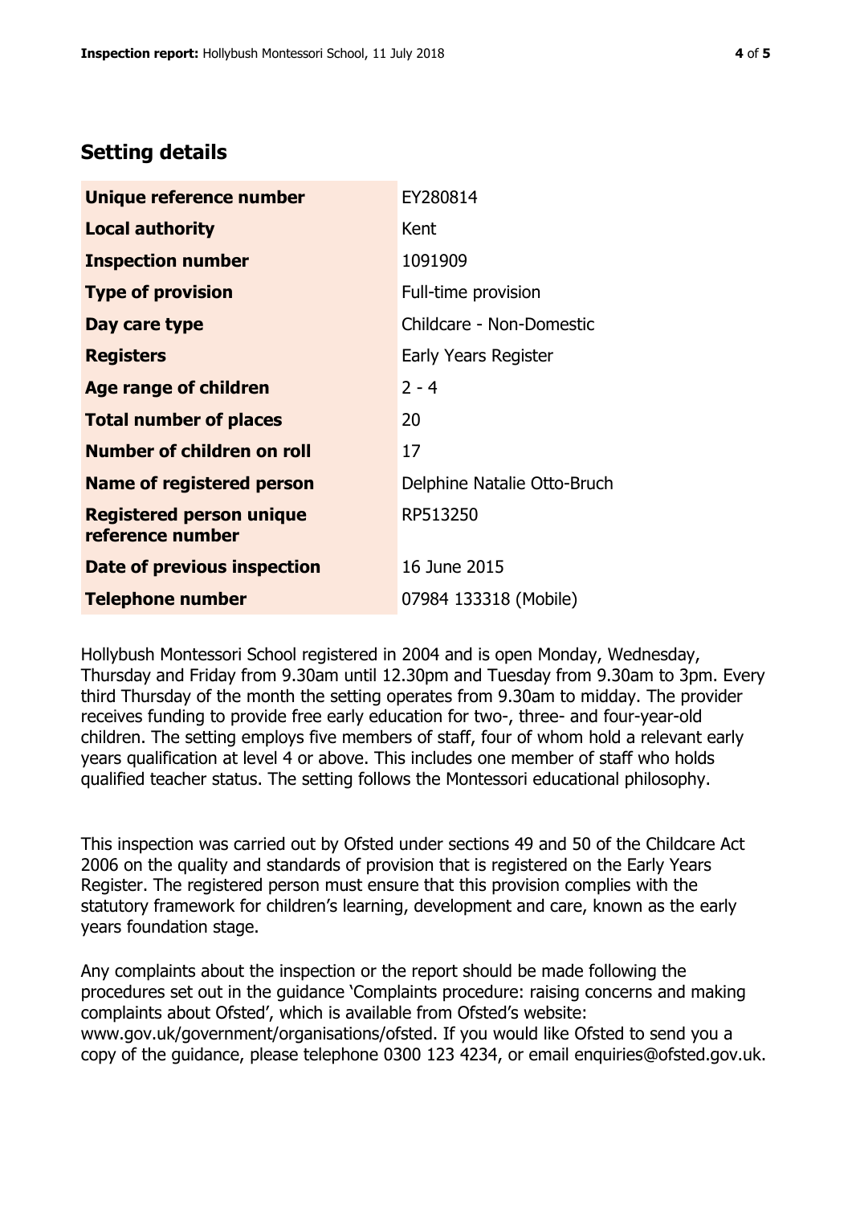## Setting details

| | |
|---|---|
| **Unique reference number** | EY280814 |
| **Local authority** | Kent |
| **Inspection number** | 1091909 |
| **Type of provision** | Full-time provision |
| **Day care type** | Childcare - Non-Domestic |
| **Registers** | Early Years Register |
| **Age range of children** | 2 - 4 |
| **Total number of places** | 20 |
| **Number of children on roll** | 17 |
| **Name of registered person** | Delphine Natalie Otto-Bruch |
| **Registered person unique reference number** | RP513250 |
| **Date of previous inspection** | 16 June 2015 |
| **Telephone number** | 07984 133318 (Mobile) |

Hollybush Montessori School registered in 2004 and is open Monday, Wednesday, Thursday and Friday from 9.30am until 12.30pm and Tuesday from 9.30am to 3pm. Every third Thursday of the month the setting operates from 9.30am to midday. The provider receives funding to provide free early education for two-, three- and four-year-old children. The setting employs five members of staff, four of whom hold a relevant early years qualification at level 4 or above. This includes one member of staff who holds qualified teacher status. The setting follows the Montessori educational philosophy.

This inspection was carried out by Ofsted under sections 49 and 50 of the Childcare Act 2006 on the quality and standards of provision that is registered on the Early Years Register. The registered person must ensure that this provision complies with the statutory framework for children's learning, development and care, known as the early years foundation stage.

Any complaints about the inspection or the report should be made following the procedures set out in the guidance 'Complaints procedure: raising concerns and making complaints about Ofsted', which is available from Ofsted's website: www.gov.uk/government/organisations/ofsted. If you would like Ofsted to send you a copy of the guidance, please telephone 0300 123 4234, or email enquiries@ofsted.gov.uk.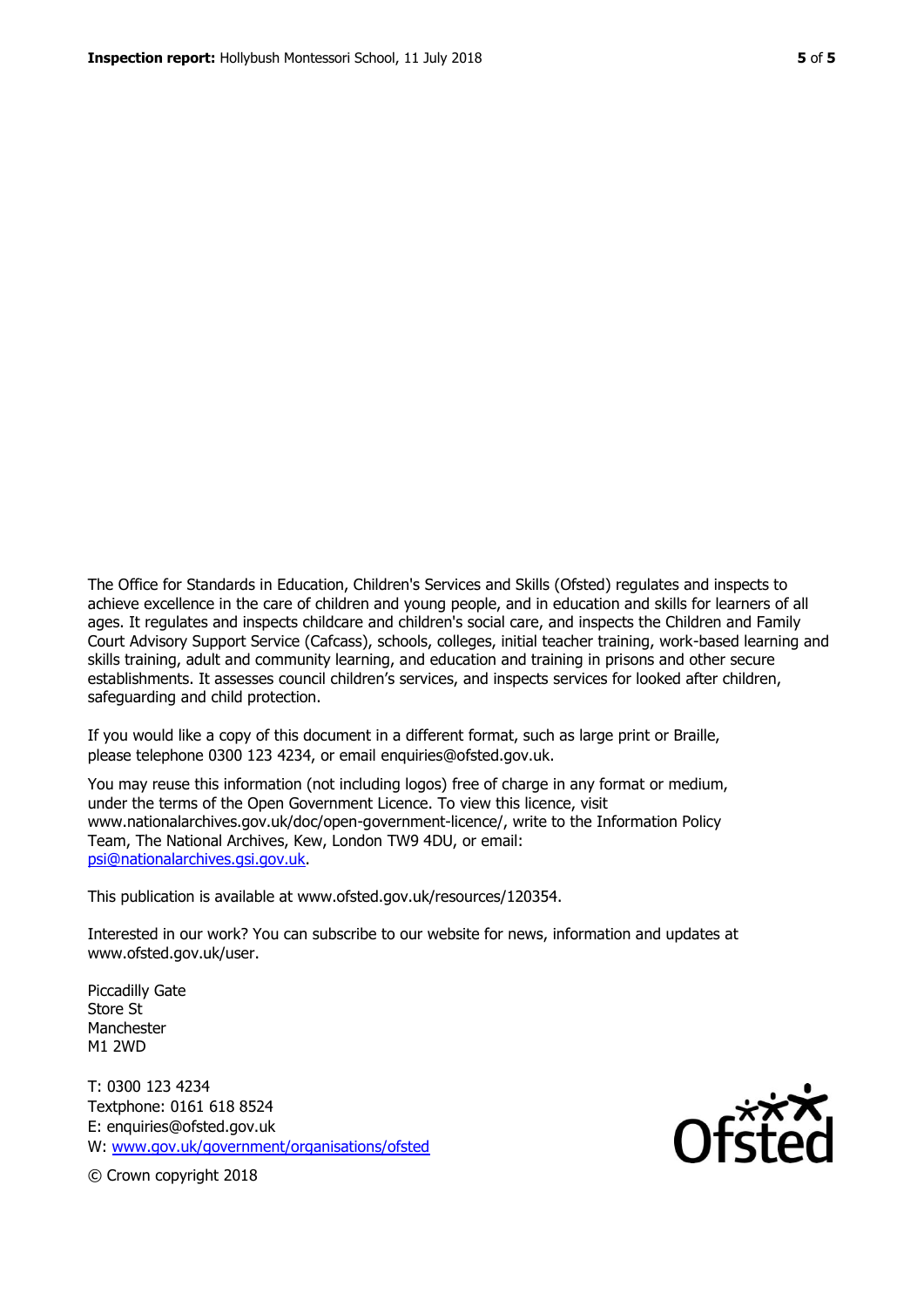The Office for Standards in Education, Children's Services and Skills (Ofsted) regulates and inspects to achieve excellence in the care of children and young people, and in education and skills for learners of all ages. It regulates and inspects childcare and children's social care, and inspects the Children and Family Court Advisory Support Service (Cafcass), schools, colleges, initial teacher training, work-based learning and skills training, adult and community learning, and education and training in prisons and other secure establishments. It assesses council children's services, and inspects services for looked after children, safeguarding and child protection.

If you would like a copy of this document in a different format, such as large print or Braille, please telephone 0300 123 4234, or email enquiries@ofsted.gov.uk.

You may reuse this information (not including logos) free of charge in any format or medium, under the terms of the Open Government Licence. To view this licence, visit www.nationalarchives.gov.uk/doc/open-government-licence/, write to the Information Policy Team, The National Archives, Kew, London TW9 4DU, or email: psi@nationalarchives.gsi.gov.uk.

This publication is available at www.ofsted.gov.uk/resources/120354.

Interested in our work? You can subscribe to our website for news, information and updates at www.ofsted.gov.uk/user.

Piccadilly Gate
Store St
Manchester
M1 2WD

T: 0300 123 4234
Textphone: 0161 618 8524
E: enquiries@ofsted.gov.uk
W: www.gov.uk/government/organisations/ofsted

© Crown copyright 2018